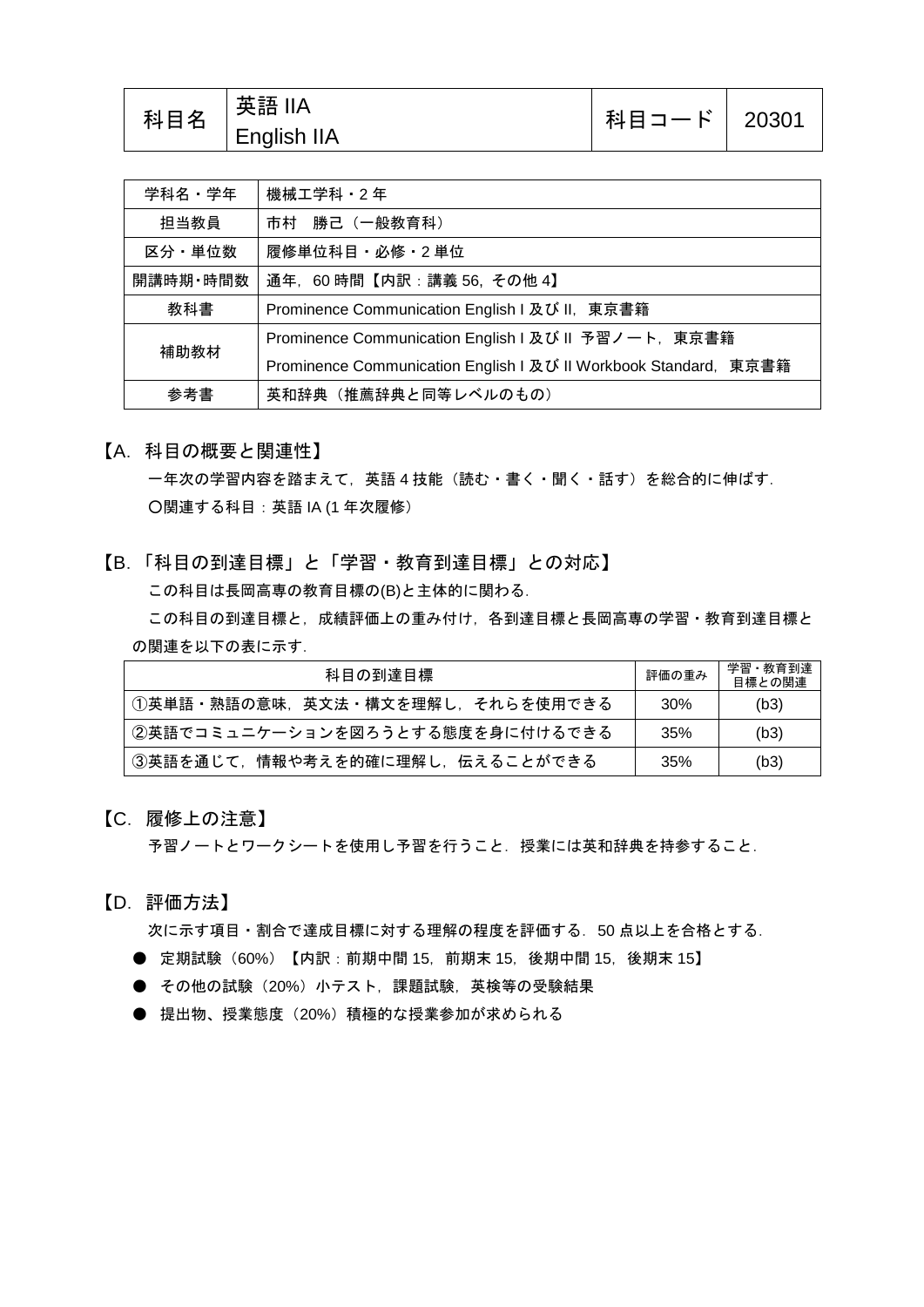| 科目名 | 英語 IIA<br>English IIA | 科目コード | 20301 |
|---|---|---|---|

| 学科名・学年 | 機械工学科・2 年 |
|---|---|
| 担当教員 | 市村　勝己（一般教育科） |
| 区分・単位数 | 履修単位科目・必修・2 単位 |
| 開講時期･時間数 | 通年，60 時間【内訳：講義 56，その他 4】 |
| 教科書 | Prominence Communication English I 及び II，東京書籍 |
| 補助教材 | Prominence Communication English I 及び II 予習ノート，東京書籍<br>Prominence Communication English I 及び II Workbook Standard，東京書籍 |
| 参考書 | 英和辞典（推薦辞典と同等レベルのもの） |

## 【A. 科目の概要と関連性】

一年次の学習内容を踏まえて，英語 4 技能（読む・書く・聞く・話す）を総合的に伸ばす．

○関連する科目：英語 IA (1 年次履修)

## 【B. 「科目の到達目標」と「学習・教育到達目標」との対応】

この科目は長岡高専の教育目標の(B)と主体的に関わる．

この科目の到達目標と，成績評価上の重み付け，各到達目標と長岡高専の学習・教育到達目標との関連を以下の表に示す．

| 科目の到達目標 | 評価の重み | 学習・教育到達目標との関連 |
|---|---|---|
| ①英単語・熟語の意味，英文法・構文を理解し，それらを使用できる | 30% | (b3) |
| ②英語でコミュニケーションを図ろうとする態度を身に付けるできる | 35% | (b3) |
| ③英語を通じて，情報や考えを的確に理解し，伝えることができる | 35% | (b3) |

## 【C. 履修上の注意】

予習ノートとワークシートを使用し予習を行うこと．授業には英和辞典を持参すること．

## 【D. 評価方法】

次に示す項目・割合で達成目標に対する理解の程度を評価する．50 点以上を合格とする．

- 定期試験（60%）【内訳：前期中間 15，前期末 15，後期中間 15，後期末 15】
- その他の試験（20%）小テスト，課題試験，英検等の受験結果
- 提出物、授業態度（20%）積極的な授業参加が求められる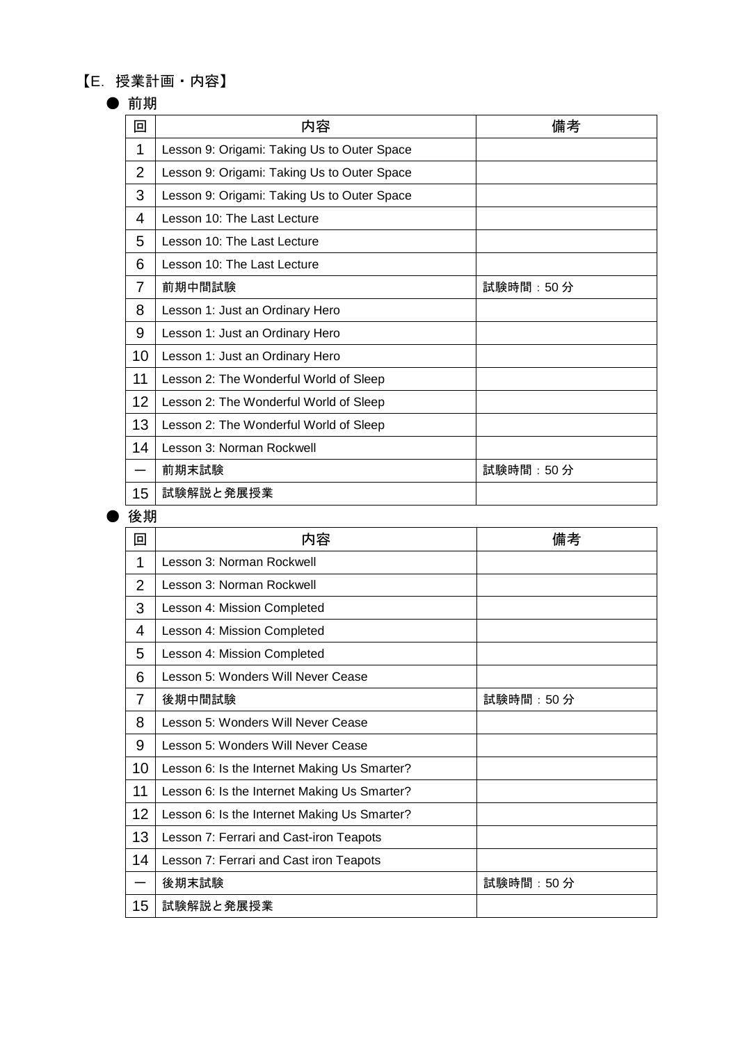【E. 授業計画・内容】

● 前期

| 回 | 内容 | 備考 |
|---|---|---|
| 1 | Lesson 9: Origami: Taking Us to Outer Space | |
| 2 | Lesson 9: Origami: Taking Us to Outer Space | |
| 3 | Lesson 9: Origami: Taking Us to Outer Space | |
| 4 | Lesson 10: The Last Lecture | |
| 5 | Lesson 10: The Last Lecture | |
| 6 | Lesson 10: The Last Lecture | |
| 7 | 前期中間試験 | 試験時間：50 分 |
| 8 | Lesson 1: Just an Ordinary Hero | |
| 9 | Lesson 1: Just an Ordinary Hero | |
| 10 | Lesson 1: Just an Ordinary Hero | |
| 11 | Lesson 2: The Wonderful World of Sleep | |
| 12 | Lesson 2: The Wonderful World of Sleep | |
| 13 | Lesson 2: The Wonderful World of Sleep | |
| 14 | Lesson 3: Norman Rockwell | |
| ー | 前期末試験 | 試験時間：50 分 |
| 15 | 試験解説と発展授業 | |

● 後期

| 回 | 内容 | 備考 |
|---|---|---|
| 1 | Lesson 3: Norman Rockwell | |
| 2 | Lesson 3: Norman Rockwell | |
| 3 | Lesson 4: Mission Completed | |
| 4 | Lesson 4: Mission Completed | |
| 5 | Lesson 4: Mission Completed | |
| 6 | Lesson 5: Wonders Will Never Cease | |
| 7 | 後期中間試験 | 試験時間：50 分 |
| 8 | Lesson 5: Wonders Will Never Cease | |
| 9 | Lesson 5: Wonders Will Never Cease | |
| 10 | Lesson 6: Is the Internet Making Us Smarter? | |
| 11 | Lesson 6: Is the Internet Making Us Smarter? | |
| 12 | Lesson 6: Is the Internet Making Us Smarter? | |
| 13 | Lesson 7: Ferrari and Cast-iron Teapots | |
| 14 | Lesson 7: Ferrari and Cast iron Teapots | |
| ー | 後期末試験 | 試験時間：50 分 |
| 15 | 試験解説と発展授業 | |